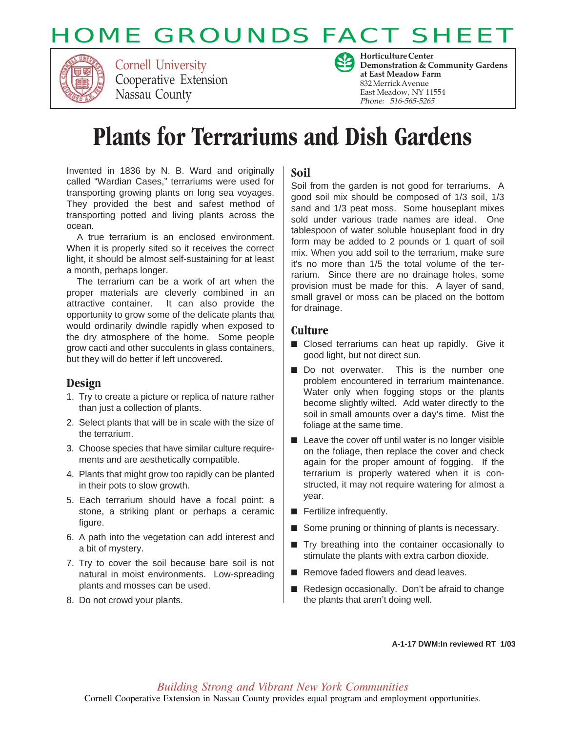# HOME GROUNDS FACT SHEET

Cornell University
Cooperative Extension
Nassau County

**Horticulture Center**
**Demonstration & Community Gardens at East Meadow Farm**
832 Merrick Avenue
East Meadow, NY 11554
*Phone: 516-565-5265*

# Plants for Terrariums and Dish Gardens

Invented in 1836 by N. B. Ward and originally called "Wardian Cases," terrariums were used for transporting growing plants on long sea voyages. They provided the best and safest method of transporting potted and living plants across the ocean.

A true terrarium is an enclosed environment. When it is properly sited so it receives the correct light, it should be almost self-sustaining for at least a month, perhaps longer.

The terrarium can be a work of art when the proper materials are cleverly combined in an attractive container. It can also provide the opportunity to grow some of the delicate plants that would ordinarily dwindle rapidly when exposed to the dry atmosphere of the home. Some people grow cacti and other succulents in glass containers, but they will do better if left uncovered.

## Design

1. Try to create a picture or replica of nature rather than just a collection of plants.
2. Select plants that will be in scale with the size of the terrarium.
3. Choose species that have similar culture requirements and are aesthetically compatible.
4. Plants that might grow too rapidly can be planted in their pots to slow growth.
5. Each terrarium should have a focal point: a stone, a striking plant or perhaps a ceramic figure.
6. A path into the vegetation can add interest and a bit of mystery.
7. Try to cover the soil because bare soil is not natural in moist environments. Low-spreading plants and mosses can be used.
8. Do not crowd your plants.

## Soil

Soil from the garden is not good for terrariums. A good soil mix should be composed of 1/3 soil, 1/3 sand and 1/3 peat moss. Some houseplant mixes sold under various trade names are ideal. One tablespoon of water soluble houseplant food in dry form may be added to 2 pounds or 1 quart of soil mix. When you add soil to the terrarium, make sure it's no more than 1/5 the total volume of the terrarium. Since there are no drainage holes, some provision must be made for this. A layer of sand, small gravel or moss can be placed on the bottom for drainage.

## Culture

- Closed terrariums can heat up rapidly. Give it good light, but not direct sun.
- Do not overwater. This is the number one problem encountered in terrarium maintenance. Water only when fogging stops or the plants become slightly wilted. Add water directly to the soil in small amounts over a day's time. Mist the foliage at the same time.
- Leave the cover off until water is no longer visible on the foliage, then replace the cover and check again for the proper amount of fogging. If the terrarium is properly watered when it is constructed, it may not require watering for almost a year.
- Fertilize infrequently.
- Some pruning or thinning of plants is necessary.
- Try breathing into the container occasionally to stimulate the plants with extra carbon dioxide.
- Remove faded flowers and dead leaves.
- Redesign occasionally. Don't be afraid to change the plants that aren't doing well.

A-1-17 DWM:ln reviewed RT 1/03

*Building Strong and Vibrant New York Communities*

Cornell Cooperative Extension in Nassau County provides equal program and employment opportunities.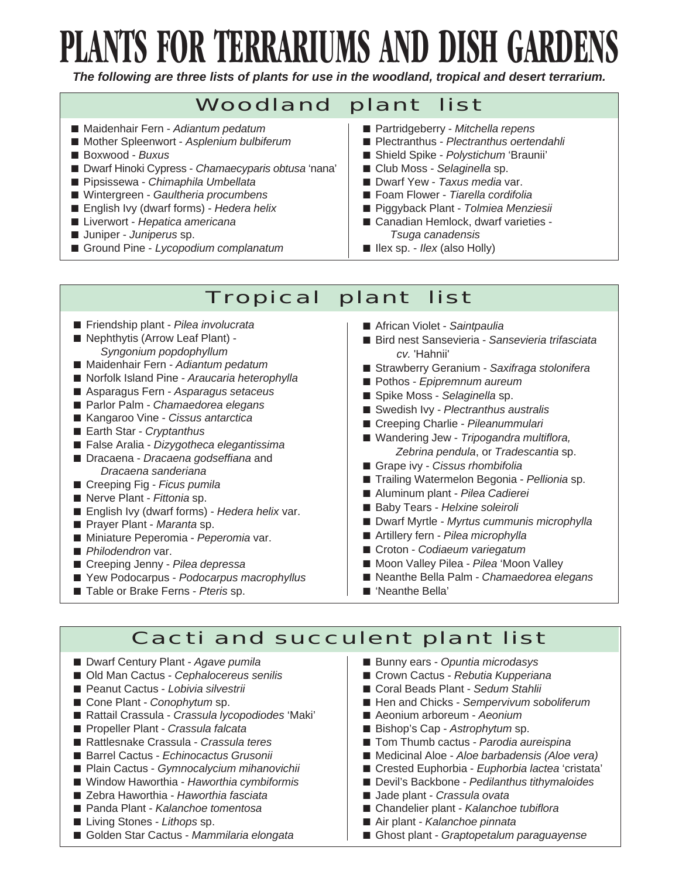# PLANTS FOR TERRARIUMS AND DISH GARDENS

***The following are three lists of plants for use in the woodland, tropical and desert terrarium.***

## Woodland plant list

- Maidenhair Fern - *Adiantum pedatum*
- Mother Spleenwort - *Asplenium bulbiferum*
- Boxwood - *Buxus*
- Dwarf Hinoki Cypress - *Chamaecyparis obtusa* 'nana'
- Pipsissewa - *Chimaphila Umbellata*
- Wintergreen - *Gaultheria procumbens*
- English Ivy (dwarf forms) - *Hedera helix*
- Liverwort - *Hepatica americana*
- Juniper - *Juniperus* sp.
- Ground Pine - *Lycopodium complanatum*
- Partridgeberry - *Mitchella repens*
- Plectranthus - *Plectranthus oertendahli*
- Shield Spike - *Polystichum* 'Braunii'
- Club Moss - *Selaginella* sp.
- Dwarf Yew - *Taxus media* var.
- Foam Flower - *Tiarella cordifolia*
- Piggyback Plant - *Tolmiea Menziesii*
- Canadian Hemlock, dwarf varieties - *Tsuga canadensis*
- Ilex sp. - *Ilex* (also Holly)

## Tropical plant list

- Friendship plant - *Pilea involucrata*
- Nephthytis (Arrow Leaf Plant) - *Syngonium popdophyllum*
- Maidenhair Fern - *Adiantum pedatum*
- Norfolk Island Pine - *Araucaria heterophylla*
- Asparagus Fern - *Asparagus setaceus*
- Parlor Palm - *Chamaedorea elegans*
- Kangaroo Vine - *Cissus antarctica*
- Earth Star - *Cryptanthus*
- False Aralia - *Dizygotheca elegantissima*
- Dracaena - *Dracaena godseffiana* and *Dracaena sanderiana*
- Creeping Fig - *Ficus pumila*
- Nerve Plant - *Fittonia* sp.
- English Ivy (dwarf forms) - *Hedera helix* var.
- Prayer Plant - *Maranta* sp.
- Miniature Peperomia - *Peperomia* var.
- *Philodendron* var.
- Creeping Jenny - *Pilea depressa*
- Yew Podocarpus - *Podocarpus macrophyllus*
- Table or Brake Ferns - *Pteris* sp.
- African Violet - *Saintpaulia*
- Bird nest Sansevieria - *Sansevieria trifasciata cv.* 'Hahnii'
- Strawberry Geranium - *Saxifraga stolonifera*
- Pothos - *Epipremnum aureum*
- Spike Moss - *Selaginella* sp.
- Swedish Ivy - *Plectranthus australis*
- Creeping Charlie - *Pileanummulari*
- Wandering Jew - *Tripogandra multiflora, Zebrina pendula*, or *Tradescantia* sp.
- Grape ivy - *Cissus rhombifolia*
- Trailing Watermelon Begonia - *Pellionia* sp.
- Aluminum plant - *Pilea Cadierei*
- Baby Tears - *Helxine soleiroli*
- Dwarf Myrtle - *Myrtus cummunis microphylla*
- Artillery fern - *Pilea microphylla*
- Croton - *Codiaeum variegatum*
- Moon Valley Pilea - *Pilea* 'Moon Valley
- Neanthe Bella Palm - *Chamaedorea elegans*
- 'Neanthe Bella'

## Cacti and succulent plant list

- Dwarf Century Plant - *Agave pumila*
- Old Man Cactus - *Cephalocereus senilis*
- Peanut Cactus - *Lobivia silvestrii*
- Cone Plant - *Conophytum* sp.
- Rattail Crassula - *Crassula lycopodiodes* 'Maki'
- Propeller Plant - *Crassula falcata*
- Rattlesnake Crassula - *Crassula teres*
- Barrel Cactus - *Echinocactus Grusonii*
- Plain Cactus - *Gymnocalycium mihanovichii*
- Window Haworthia - *Haworthia cymbiformis*
- Zebra Haworthia - *Haworthia fasciata*
- Panda Plant - *Kalanchoe tomentosa*
- Living Stones - *Lithops* sp.
- Golden Star Cactus - *Mammilaria elongata*
- Bunny ears - *Opuntia microdasys*
- Crown Cactus - *Rebutia Kupperiana*
- Coral Beads Plant - *Sedum Stahlii*
- Hen and Chicks - *Sempervivum soboliferum*
- Aeonium arboreum - *Aeonium*
- Bishop's Cap - *Astrophytum* sp.
- Tom Thumb cactus - *Parodia aureispina*
- Medicinal Aloe - *Aloe barbadensis (Aloe vera)*
- Crested Euphorbia - *Euphorbia lactea* 'cristata'
- Devil's Backbone - *Pedilanthus tithymaloides*
- Jade plant - *Crassula ovata*
- Chandelier plant - *Kalanchoe tubiflora*
- Air plant - *Kalanchoe pinnata*
- Ghost plant - *Graptopetalum paraguayense*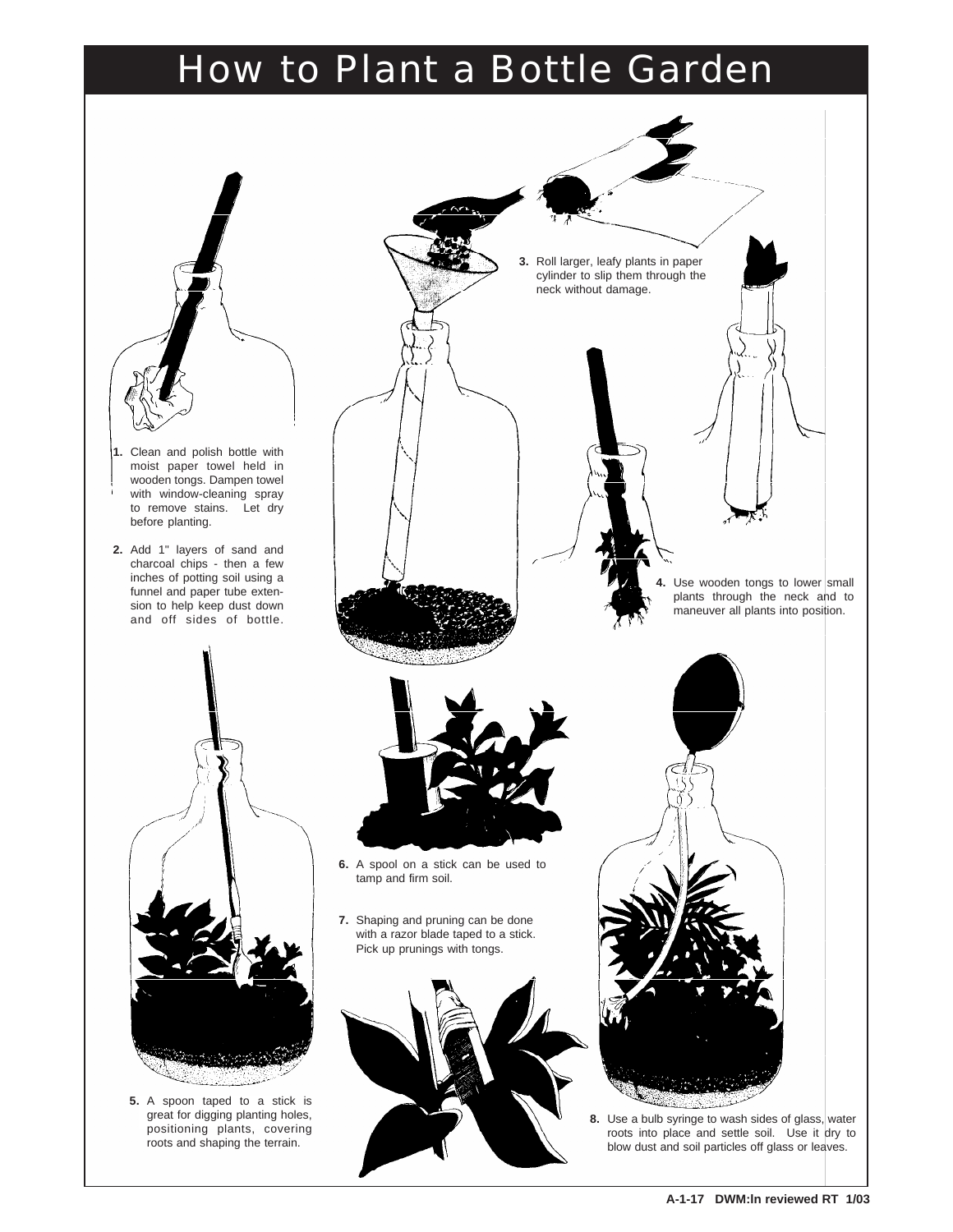# How to Plant a Bottle Garden

1. Clean and polish bottle with moist paper towel held in wooden tongs. Dampen towel with window-cleaning spray to remove stains. Let dry before planting.

2. Add 1" layers of sand and charcoal chips - then a few inches of potting soil using a funnel and paper tube extension to help keep dust down and off sides of bottle.

3. Roll larger, leafy plants in paper cylinder to slip them through the neck without damage.

4. Use wooden tongs to lower small plants through the neck and to maneuver all plants into position.

5. A spoon taped to a stick is great for digging planting holes, positioning plants, covering roots and shaping the terrain.

6. A spool on a stick can be used to tamp and firm soil.

7. Shaping and pruning can be done with a razor blade taped to a stick. Pick up prunings with tongs.

8. Use a bulb syringe to wash sides of glass, water roots into place and settle soil. Use it dry to blow dust and soil particles off glass or leaves.

**A-1-17 DWM:ln reviewed RT 1/03**